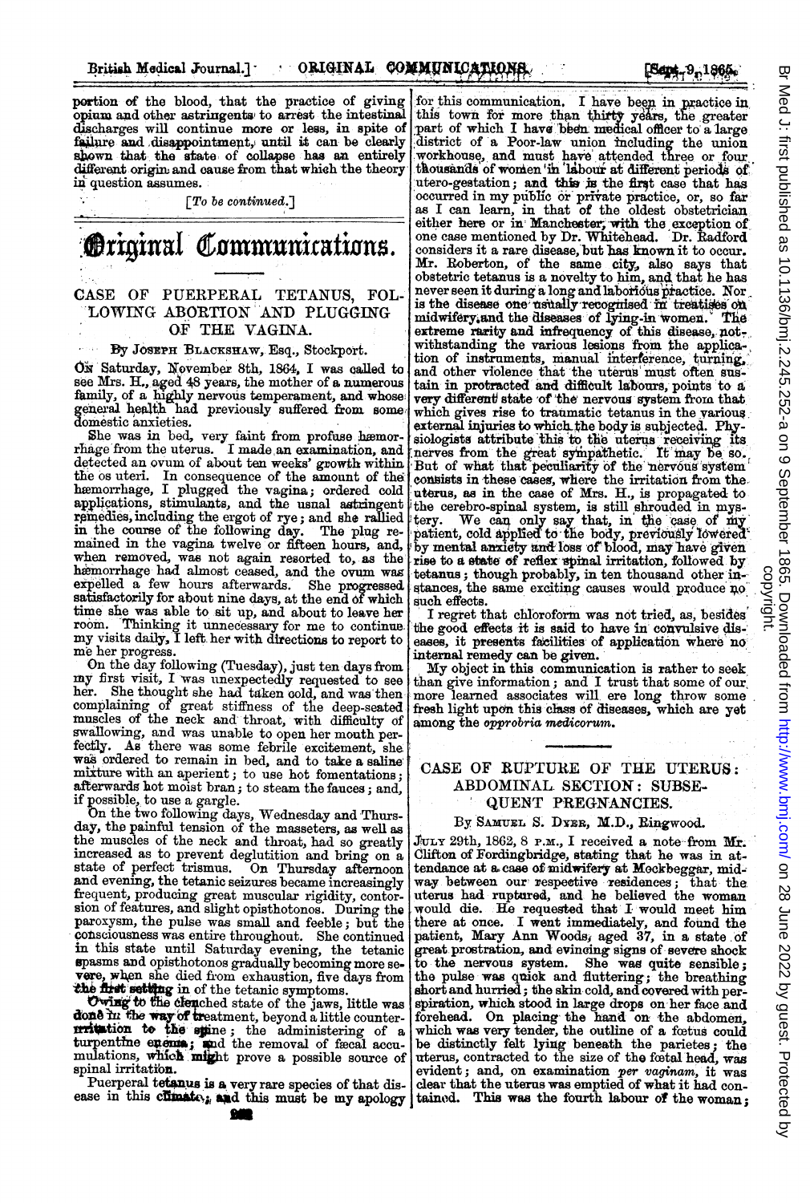portion of the blood, that the practice of giving opium and other astringents to arrest the intestinal discharges will continue more or less, in spite of failure and disappointment, until it can be clearly shown that the state of collapse has an entirely different origin and cause from that which the theory in question assumes.

[*To be continued.*]

# Original Communications.

## CASE OF PUERPERAL TETANUS, FOLLOWING ABORTION AND PLUGGING OF THE VAGINA.

By Joseph Blackshaw, Esq., Stockport.

On Saturday, November 8th, 1864, I was called to see Mrs. H., aged 48 years, the mother of a numerous family, of a highly nervous temperament, and whose general health had previously suffered from some domestic anxieties.

She was in bed, very faint from profuse hæmorrhage from the uterus. I made an examination, and detected an ovum of about ten weeks' growth within the os uteri. In consequence of the amount of the hæmorrhage, I plugged the vagina; ordered cold applications, stimulants, and the usual astringent remedies, including the ergot of rye; and she rallied in the course of the following day. The plug remained in the vagina twelve or fifteen hours, and, when removed, was not again resorted to, as the hæmorrhage had almost ceased, and the ovum was expelled a few hours afterwards. She progressed satisfactorily for about nine days, at the end of which time she was able to sit up, and about to leave her room. Thinking it unnecessary for me to continue my visits daily, I left her with directions to report to me her progress.

On the day following (Tuesday), just ten days from my first visit, I was unexpectedly requested to see her. She thought she had taken cold, and was then complaining of great stiffness of the deep-seated muscles of the neck and throat, with difficulty of swallowing, and was unable to open her mouth perfectly. As there was some febrile excitement, she was ordered to remain in bed, and to take a saline mixture with an aperient; to use hot fomentations; afterwards hot moist bran; to steam the fauces; and, if possible, to use a gargle.

On the two following days, Wednesday and Thursday, the painful tension of the masseters, as well as the muscles of the neck and throat, had so greatly increased as to prevent deglutition and bring on a state of perfect trismus. On Thursday afternoon and evening, the tetanic seizures became increasingly frequent, producing great muscular rigidity, contortion of features, and slight opisthotonos. During the paroxysm, the pulse was small and feeble; but the consciousness was entire throughout. She continued in this state until Saturday evening, the tetanic spasms and opisthotonos gradually becoming more severe, when she died from exhaustion, five days from the first setting in of the tetanic symptoms.

Owing to the clenched state of the jaws, little was done in the way of treatment, beyond a little counter-irritation to the spine; the administering of a turpentine enema; and the removal of fæcal accumulations, which might prove a possible source of spinal irritation.

Puerperal tetanus is a very rare species of that disease in this climate; and this must be my apology for this communication. I have been in practice in this town for more than thirty years, the greater part of which I have been medical officer to a large district of a Poor-law union including the union workhouse, and must have attended three or four thousands of women in labour at different periods of utero-gestation; and this is the first case that has occurred in my public or private practice, or, so far as I can learn, in that of the oldest obstetrician either here or in Manchester, with the exception of one case mentioned by Dr. Whitehead. Dr. Radford considers it a rare disease, but has known it to occur. Mr. Roberton, of the same city, also says that obstetric tetanus is a novelty to him, and that he has never seen it during a long and laborious practice. Nor is the disease one usually recognised in treatises on midwifery, and the diseases of lying-in women. The extreme rarity and infrequency of this disease, notwithstanding the various lesions from the application of instruments, manual interference, turning, and other violence that the uterus must often sustain in protracted and difficult labours, points to a very different state of the nervous system from that which gives rise to traumatic tetanus in the various external injuries to which the body is subjected. Physiologists attribute this to the uterus receiving its nerves from the great sympathetic. It may be so. But of what that peculiarity of the nervous system consists in these cases, where the irritation from the uterus, as in the case of Mrs. H., is propagated to the cerebro-spinal system, is still shrouded in mystery. We can only say that, in the case of my patient, cold applied to the body, previously lowered by mental anxiety and loss of blood, may have given rise to a state of reflex spinal irritation, followed by tetanus; though probably, in ten thousand other instances, the same exciting causes would produce no such effects.

I regret that chloroform was not tried, as, besides the good effects it is said to have in convulsive diseases, it presents facilities of application where no internal remedy can be given.

My object in this communication is rather to seek than give information; and I trust that some of our more learned associates will ere long throw some fresh light upon this class of diseases, which are yet among the *opprobria medicorum*.

## CASE OF RUPTURE OF THE UTERUS: ABDOMINAL SECTION: SUBSEQUENT PREGNANCIES.

By Samuel S. Dyer, M.D., Ringwood.

July 29th, 1862, 8 p.m., I received a note from Mr. Clifton of Fordingbridge, stating that he was in attendance at a case of midwifery at Mockbeggar, midway between our respective residences; that the uterus had ruptured, and he believed the woman would die. He requested that I would meet him there at once. I went immediately, and found the patient, Mary Ann Woods, aged 37, in a state of great prostration, and evincing signs of severe shock to the nervous system. She was quite sensible; the pulse was quick and fluttering; the breathing short and hurried; the skin cold, and covered with perspiration, which stood in large drops on her face and forehead. On placing the hand on the abdomen, which was very tender, the outline of a fœtus could be distinctly felt lying beneath the parietes; the uterus, contracted to the size of the fœtal head, was evident; and, on examination *per vaginam*, it was clear that the uterus was emptied of what it had contained. This was the fourth labour of the woman;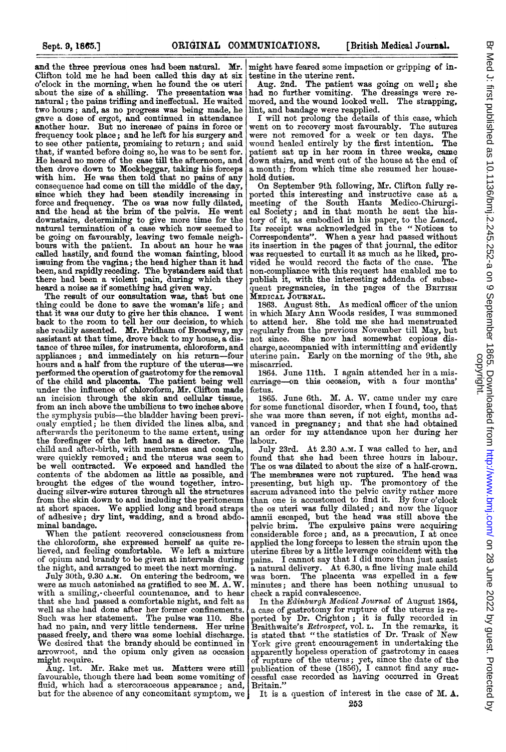and the three previous ones had been natural. Mr. Clifton told me he had been called this day at six o'clock in the morning, when he found the os uteri about the size of a shilling. The presentation was natural; the pains trifling and ineffectual. He waited two hours; and, as no progress was being made, he gave a dose of ergot, and continued in attendance another hour. But no increase of pains in force or frequency took place; and he left for his surgery and to see other patients, promising to return; and said that, if wanted before doing so, he was to be sent for. He heard no more of the case till the afternoon, and then drove down to Mockbeggar, taking his forceps with him. He was then told that no pains of any consequence had come on till the middle of the day, since which they had been steadily increasing in force and frequency. The os was now fully dilated, and the head at the brim of the pelvis. He went downstairs, determining to give more time for the natural termination of a case which now seemed to be going on favourably, leaving two female neighbours with the patient. In about an hour he was called hastily, and found the woman fainting, blood issuing from the vagina; the head higher than it had been, and rapidly receding. The bystanders said that there had been a violent pain, during which they heard a noise as if something had given way.

The result of our consultation was, that but one thing could be done to save the woman's life; and that it was our duty to give her this chance. I went back to the room to tell her our decision, to which she readily assented. Mr. Pridham of Broadway, my assistant at that time, drove back to my house, a distance of three miles, for instruments, chloroform, and appliances; and immediately on his return—four hours and a half from the rupture of the uterus—we performed the operation of gastrotomy for the removal of the child and placenta. The patient being well under the influence of chloroform, Mr. Clifton made an incision through the skin and cellular tissue, from an inch above the umbilicus to two inches above the symphysis pubis—the bladder having been previously emptied; he then divided the linea alba, and afterwards the peritoneum to the same extent, using the forefinger of the left hand as a director. The child and after-birth, with membranes and coagula, were quickly removed; and the uterus was seen to be well contracted. We exposed and handled the contents of the abdomen as little as possible, and brought the edges of the wound together, introducing silver-wire sutures through all the structures from the skin down to and including the peritoneum at short spaces. We applied long and broad straps of adhesive; dry lint, wadding, and a broad abdominal bandage.

When the patient recovered consciousness from the chloroform, she expressed herself as quite relieved, and feeling comfortable. We left a mixture of opium and brandy to be given at intervals during the night, and arranged to meet the next morning.

July 30th, 9.30 A.M. On entering the bedroom, we were as much astonished as gratified to see M. A. W. with a smiling, cheerful countenance, and to hear that she had passed a comfortable night, and felt as well as she had done after her former confinements. Such was her statement. The pulse was 110. She had no pain, and very little tenderness. Her urine passed freely, and there was some lochial discharge. We desired that the brandy should be continued in arrowroot, and the opium only given as occasion might require.

Aug. 1st. Mr. Rake met us. Matters were still favourable, though there had been some vomiting of fluid, which had a stercoraceous appearance; and, but for the absence of any concomitant symptom, we might have feared some impaction or gripping of intestine in the uterine rent.

Aug. 2nd. The patient was going on well; she had no further vomiting. The dressings were removed, and the wound looked well. The strapping, lint, and bandage were reapplied.

I will not prolong the details of this case, which went on to recovery most favourably. The sutures were not removed for a week or ten days. The wound healed entirely by the first intention. The patient sat up in her room in three weeks, came down stairs, and went out of the house at the end of a month; from which time she resumed her household duties.

On September 9th following, Mr. Clifton fully reported this interesting and instructive case at a meeting of the South Hants Medico-Chirurgical Society; and in that month he sent the history of it, as embodied in his paper, to the *Lancet*. Its receipt was acknowledged in the "Notices to Correspondents". When a year had passed without its insertion in the pages of that journal, the editor was requested to curtail it as much as he liked, provided he would record the facts of the case. The non-compliance with this request has enabled me to publish it, with the interesting addenda of subsequent pregnancies, in the pages of the BRITISH MEDICAL JOURNAL.

1863. August 8th. As medical officer of the union in which Mary Ann Woods resides, I was summoned to attend her. She told me she had menstruated regularly from the previous November till May, but not since. She now had somewhat copious discharge, accompanied with intermitting and evidently uterine pain. Early on the morning of the 9th, she miscarried.

1864. June 11th. I again attended her in a miscarriage—on this occasion, with a four months' fœtus.

1865. June 6th. M. A. W. came under my care for some functional disorder, when I found, too, that she was more than seven, if not eight, months advanced in pregnancy; and that she had obtained an order for my attendance upon her during her labour.

July 23rd. At 2.30 A.M. I was called to her, and found that she had been three hours in labour. The os was dilated to about the size of a half-crown. The membranes were not ruptured. The head was presenting, but high up. The promontory of the sacrum advanced into the pelvic cavity rather more than one is accustomed to find it. By four o'clock the os uteri was fully dilated; and now the liquor amnii escaped, but the head was still above the pelvic brim. The expulsive pains were acquiring considerable force; and, as a precaution, I at once applied the long forceps to lessen the strain upon the uterine fibres by a little leverage coincident with the pains. I cannot say that I did more than just assist a natural delivery. At 6.30, a fine living male child was born. The placenta was expelled in a few minutes; and there has been nothing unusual to check a rapid convalescence.

In the *Edinburgh Medical Journal* of August 1864, a case of gastrotomy for rupture of the uterus is reported by Dr. Crighton; it is fully recorded in Braithwaite's *Retrospect*, vol. L. In the remarks, it is stated that "the statistics of Dr. Trask of New York give great encouragement in undertaking the apparently hopeless operation of gastrotomy in cases of rupture of the uterus; yet, since the date of the publication of these (1856), I cannot find any successful case recorded as having occurred in Great Britain."

It is a question of interest in the case of M. A.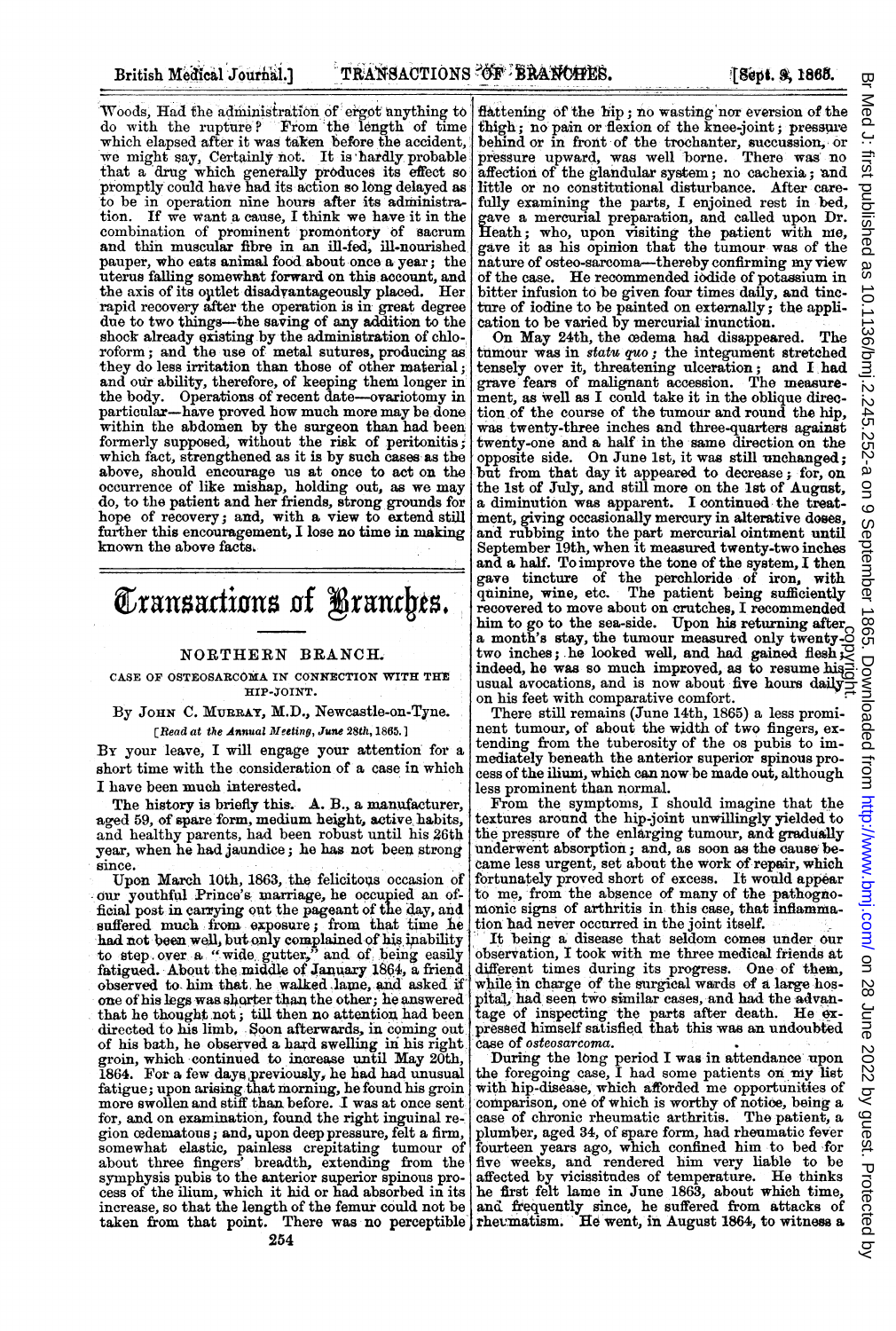Woods, Had the administration of ergot anything to do with the rupture? From the length of time which elapsed after it was taken before the accident, we might say, Certainly not. It is hardly probable that a drug which generally produces its effect so promptly could have had its action so long delayed as to be in operation nine hours after its administration. If we want a cause, I think we have it in the combination of prominent promontory of sacrum and thin muscular fibre in an ill-fed, ill-nourished pauper, who eats animal food about once a year; the uterus falling somewhat forward on this account, and the axis of its outlet disadvantageously placed. Her rapid recovery after the operation is in great degree due to two things—the saving of any addition to the shock already existing by the administration of chloroform; and the use of metal sutures, producing as they do less irritation than those of other material; and our ability, therefore, of keeping them longer in the body. Operations of recent date—ovariotomy in particular—have proved how much more may be done within the abdomen by the surgeon than had been formerly supposed, without the risk of peritonitis; which fact, strengthened as it is by such cases as the above, should encourage us at once to act on the occurrence of like mishap, holding out, as we may do, to the patient and her friends, strong grounds for hope of recovery; and, with a view to extend still further this encouragement, I lose no time in making known the above facts.

# Transactions of Branches.

## NORTHERN BRANCH.

### CASE OF OSTEOSARCOMA IN CONNECTION WITH THE HIP-JOINT.

By John C. Murray, M.D., Newcastle-on-Tyne.

*[Read at the Annual Meeting, June 28th, 1865.]*

By your leave, I will engage your attention for a short time with the consideration of a case in which I have been much interested.

The history is briefly this. A. B., a manufacturer, aged 59, of spare form, medium height, active habits, and healthy parents, had been robust until his 26th year, when he had jaundice; he has not been strong since.

Upon March 10th, 1863, the felicitous occasion of our youthful Prince's marriage, he occupied an official post in carrying out the pageant of the day, and suffered much from exposure; from that time he had not been well, but only complained of his inability to step over a "wide gutter," and of being easily fatigued. About the middle of January 1864, a friend observed to him that he walked lame, and asked if one of his legs was shorter than the other; he answered that he thought not; till then no attention had been directed to his limb. Soon afterwards, in coming out of his bath, he observed a hard swelling in his right groin, which continued to increase until May 20th, 1864. For a few days previously, he had had unusual fatigue; upon arising that morning, he found his groin more swollen and stiff than before. I was at once sent for, and on examination, found the right inguinal region œdematous; and, upon deep pressure, felt a firm, somewhat elastic, painless crepitating tumour of about three fingers' breadth, extending from the symphysis pubis to the anterior superior spinous process of the ilium, which it hid or had absorbed in its increase, so that the length of the femur could not be taken from that point. There was no perceptible flattening of the hip; no wasting nor eversion of the thigh; no pain or flexion of the knee-joint; pressure behind or in front of the trochanter, succussion, or pressure upward, was well borne. There was no affection of the glandular system; no cachexia; and little or no constitutional disturbance. After carefully examining the parts, I enjoined rest in bed, gave a mercurial preparation, and called upon Dr. Heath; who, upon visiting the patient with me, gave it as his opinion that the tumour was of the nature of osteo-sarcoma—thereby confirming my view of the case. He recommended iodide of potassium in bitter infusion to be given four times daily, and tincture of iodine to be painted on externally; the application to be varied by mercurial inunction.

On May 24th, the œdema had disappeared. The tumour was in *statu quo*; the integument stretched tensely over it, threatening ulceration; and I had grave fears of malignant accession. The measurement, as well as I could take it in the oblique direction of the course of the tumour and round the hip, was twenty-three inches and three-quarters against twenty-one and a half in the same direction on the opposite side. On June 1st, it was still unchanged; but from that day it appeared to decrease; for, on the 1st of July, and still more on the 1st of August, a diminution was apparent. I continued the treatment, giving occasionally mercury in alterative doses, and rubbing into the part mercurial ointment until September 19th, when it measured twenty-two inches and a half. To improve the tone of the system, I then gave tincture of the perchloride of iron, with quinine, wine, etc. The patient being sufficiently recovered to move about on crutches, I recommended him to go to the sea-side. Upon his returning after a month's stay, the tumour measured only twenty-two inches; he looked well, and had gained flesh; indeed, he was so much improved, as to resume his usual avocations, and is now about five hours daily on his feet with comparative comfort.

There still remains (June 14th, 1865) a less prominent tumour, of about the width of two fingers, extending from the tuberosity of the os pubis to immediately beneath the anterior superior spinous process of the ilium, which can now be made out, although less prominent than normal.

From the symptoms, I should imagine that the textures around the hip-joint unwillingly yielded to the pressure of the enlarging tumour, and gradually underwent absorption; and, as soon as the cause became less urgent, set about the work of repair, which fortunately proved short of excess. It would appear to me, from the absence of many of the pathognomonic signs of arthritis in this case, that inflammation had never occurred in the joint itself.

It being a disease that seldom comes under our observation, I took with me three medical friends at different times during its progress. One of them, while in charge of the surgical wards of a large hospital, had seen two similar cases, and had the advantage of inspecting the parts after death. He expressed himself satisfied that this was an undoubted case of *osteosarcoma*.

During the long period I was in attendance upon the foregoing case, I had some patients on my list with hip-disease, which afforded me opportunities of comparison, one of which is worthy of notice, being a case of chronic rheumatic arthritis. The patient, a plumber, aged 34, of spare form, had rheumatic fever fourteen years ago, which confined him to bed for five weeks, and rendered him very liable to be affected by vicissitudes of temperature. He thinks he first felt lame in June 1863, about which time, and frequently since, he suffered from attacks of rheumatism. He went, in August 1864, to witness a